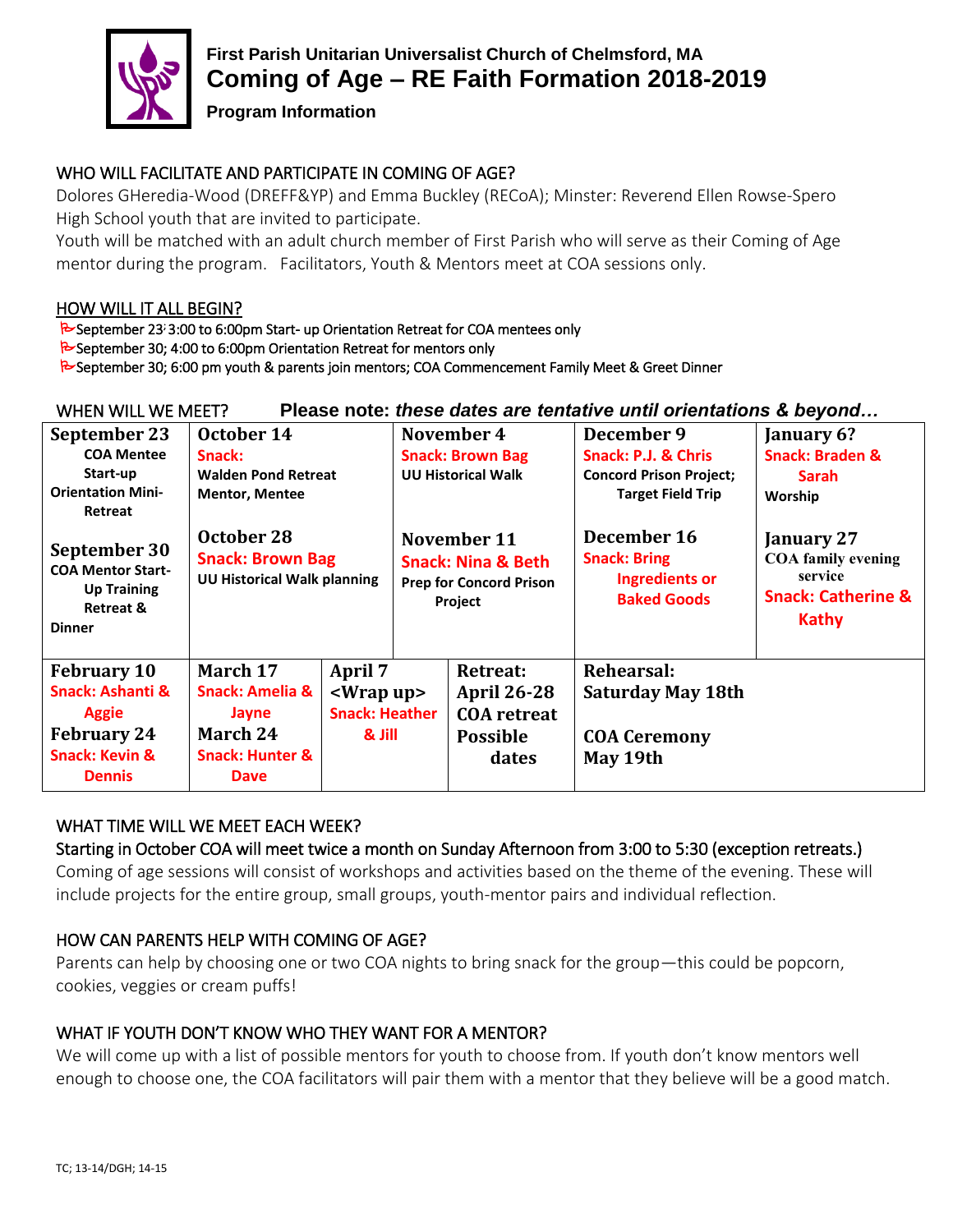**First Parish Unitarian Universalist Church of Chelmsford, MA**

# Coming of Age – RE Faith Formation 2018-2019

**Program Information**

## WHO WILL FACILITATE AND PARTICIPATE IN COMING OF AGE?

Dolores GHeredia-Wood (DREFF&YP) and Emma Buckley (RECoA); Minster: Reverend Ellen Rowse-Spero
High School youth that are invited to participate.
Youth will be matched with an adult church member of First Parish who will serve as their Coming of Age mentor during the program. Facilitators, Youth & Mentors meet at COA sessions only.

## HOW WILL IT ALL BEGIN?

- September 23; 3:00 to 6:00pm Start- up Orientation Retreat for COA mentees only
- September 30; 4:00 to 6:00pm Orientation Retreat for mentors only
- September 30; 6:00 pm youth & parents join mentors; COA Commencement Family Meet & Greet Dinner

## WHEN WILL WE MEET? **Please note: *these dates are tentative until orientations & beyond…***

| | | | | |
|---|---|---|---|---|
| **September 23** COA Mentee Start-up Orientation Mini-Retreat<br><br>**September 30** COA Mentor Start-Up Training Retreat & Dinner | **October 14** Snack: Walden Pond Retreat Mentor, Mentee<br><br>**October 28** Snack: Brown Bag UU Historical Walk planning | **November 4** Snack: Brown Bag UU Historical Walk<br><br>**November 11** Snack: Nina & Beth Prep for Concord Prison Project | **December 9** Snack: P.J. & Chris Concord Prison Project; Target Field Trip<br><br>**December 16** Snack: Bring Ingredients or Baked Goods | **January 6?** Snack: Braden & Sarah Worship<br><br>**January 27** COA family evening service Snack: Catherine & Kathy |
| **February 10** Snack: Ashanti & Aggie<br>**February 24** Snack: Kevin & Dennis | **March 17** Snack: Amelia & Jayne<br>**March 24** Snack: Hunter & Dave | **April 7** <Wrap up> Snack: Heather & Jill<br><br>**Retreat: April 26-28 COA retreat Possible dates** | **Rehearsal: Saturday May 18th**<br><br>**COA Ceremony May 19th** | |

## WHAT TIME WILL WE MEET EACH WEEK?

Starting in October COA will meet twice a month on Sunday Afternoon from 3:00 to 5:30 (exception retreats.)
Coming of age sessions will consist of workshops and activities based on the theme of the evening. These will include projects for the entire group, small groups, youth-mentor pairs and individual reflection.

## HOW CAN PARENTS HELP WITH COMING OF AGE?

Parents can help by choosing one or two COA nights to bring snack for the group—this could be popcorn, cookies, veggies or cream puffs!

## WHAT IF YOUTH DON'T KNOW WHO THEY WANT FOR A MENTOR?

We will come up with a list of possible mentors for youth to choose from. If youth don't know mentors well enough to choose one, the COA facilitators will pair them with a mentor that they believe will be a good match.

TC; 13-14/DGH; 14-15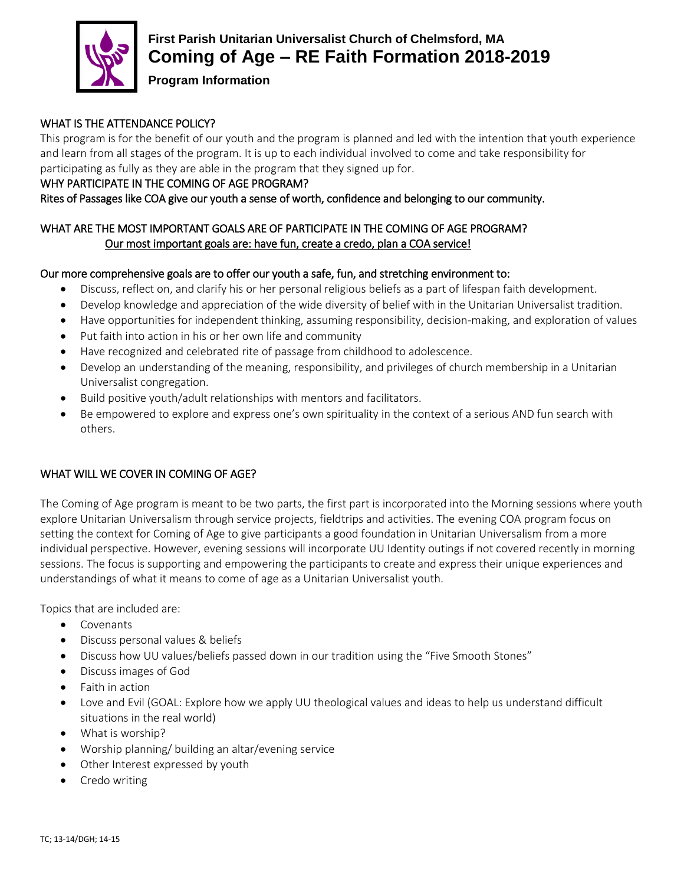**First Parish Unitarian Universalist Church of Chelmsford, MA**

# Coming of Age – RE Faith Formation 2018-2019

**Program Information**

WHAT IS THE ATTENDANCE POLICY?

This program is for the benefit of our youth and the program is planned and led with the intention that youth experience and learn from all stages of the program. It is up to each individual involved to come and take responsibility for participating as fully as they are able in the program that they signed up for.

WHY PARTICIPATE IN THE COMING OF AGE PROGRAM?

Rites of Passages like COA give our youth a sense of worth, confidence and belonging to our community.

WHAT ARE THE MOST IMPORTANT GOALS ARE OF PARTICIPATE IN THE COMING OF AGE PROGRAM?

Our most important goals are: have fun, create a credo, plan a COA service!

Our more comprehensive goals are to offer our youth a safe, fun, and stretching environment to:

- Discuss, reflect on, and clarify his or her personal religious beliefs as a part of lifespan faith development.
- Develop knowledge and appreciation of the wide diversity of belief with in the Unitarian Universalist tradition.
- Have opportunities for independent thinking, assuming responsibility, decision-making, and exploration of values
- Put faith into action in his or her own life and community
- Have recognized and celebrated rite of passage from childhood to adolescence.
- Develop an understanding of the meaning, responsibility, and privileges of church membership in a Unitarian Universalist congregation.
- Build positive youth/adult relationships with mentors and facilitators.
- Be empowered to explore and express one's own spirituality in the context of a serious AND fun search with others.

WHAT WILL WE COVER IN COMING OF AGE?

The Coming of Age program is meant to be two parts, the first part is incorporated into the Morning sessions where youth explore Unitarian Universalism through service projects, fieldtrips and activities. The evening COA program focus on setting the context for Coming of Age to give participants a good foundation in Unitarian Universalism from a more individual perspective. However, evening sessions will incorporate UU Identity outings if not covered recently in morning sessions. The focus is supporting and empowering the participants to create and express their unique experiences and understandings of what it means to come of age as a Unitarian Universalist youth.

Topics that are included are:

- Covenants
- Discuss personal values & beliefs
- Discuss how UU values/beliefs passed down in our tradition using the "Five Smooth Stones"
- Discuss images of God
- Faith in action
- Love and Evil (GOAL: Explore how we apply UU theological values and ideas to help us understand difficult situations in the real world)
- What is worship?
- Worship planning/ building an altar/evening service
- Other Interest expressed by youth
- Credo writing

TC; 13-14/DGH; 14-15